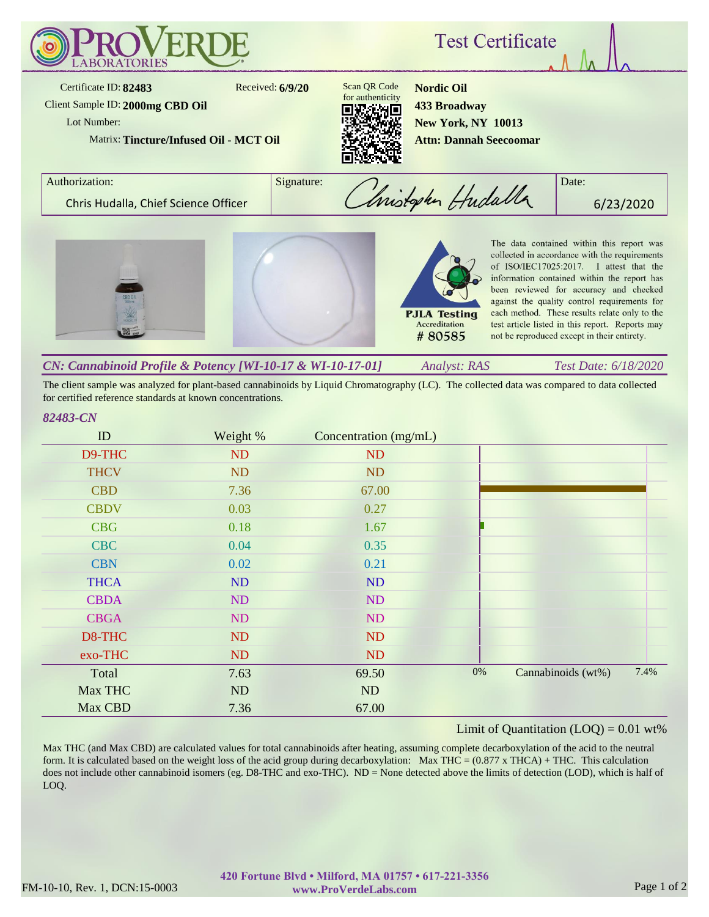# ProVerde Laboratories

## Test Certificate

Certificate ID: **82483**
Received: **6/9/20**
Client Sample ID: **2000mg CBD Oil**
Lot Number:
Matrix: **Tincture/Infused Oil - MCT Oil**

Scan QR Code for authenticity

**Nordic Oil**
**433 Broadway**
**New York, NY 10013**
**Attn: Dannah Seecoomar**

| Authorization: | Signature: | Date: |
|---|---|---|
| Chris Hudalla, Chief Science Officer | Christopher Hudalla | 6/23/2020 |

PJLA Testing Accreditation # 80585

The data contained within this report was collected in accordance with the requirements of ISO/IEC17025:2017. I attest that the information contained within the report has been reviewed for accuracy and checked against the quality control requirements for each method. These results relate only to the test article listed in this report. Reports may not be reproduced except in their entirety.

### *CN: Cannabinoid Profile & Potency [WI-10-17 & WI-10-17-01]*

*Analyst: RAS* — *Test Date: 6/18/2020*

The client sample was analyzed for plant-based cannabinoids by Liquid Chromatography (LC). The collected data was compared to data collected for certified reference standards at known concentrations.

*82483-CN*

| ID | Weight % | Concentration (mg/mL) |
|---|---|---|
| D9-THC | ND | ND |
| THCV | ND | ND |
| CBD | 7.36 | 67.00 |
| CBDV | 0.03 | 0.27 |
| CBG | 0.18 | 1.67 |
| CBC | 0.04 | 0.35 |
| CBN | 0.02 | 0.21 |
| THCA | ND | ND |
| CBDA | ND | ND |
| CBGA | ND | ND |
| D8-THC | ND | ND |
| exo-THC | ND | ND |
| Total | 7.63 | 69.50 |
| Max THC | ND | ND |
| Max CBD | 7.36 | 67.00 |

Cannabinoids (wt%): 0% – 7.4%

Limit of Quantitation (LOQ) = 0.01 wt%

Max THC (and Max CBD) are calculated values for total cannabinoids after heating, assuming complete decarboxylation of the acid to the neutral form. It is calculated based on the weight loss of the acid group during decarboxylation: Max THC = (0.877 x THCA) + THC. This calculation does not include other cannabinoid isomers (eg. D8-THC and exo-THC). ND = None detected above the limits of detection (LOD), which is half of LOQ.

FM-10-10, Rev. 1, DCN:15-0003

420 Fortune Blvd • Milford, MA 01757 • 617-221-3356
www.ProVerdeLabs.com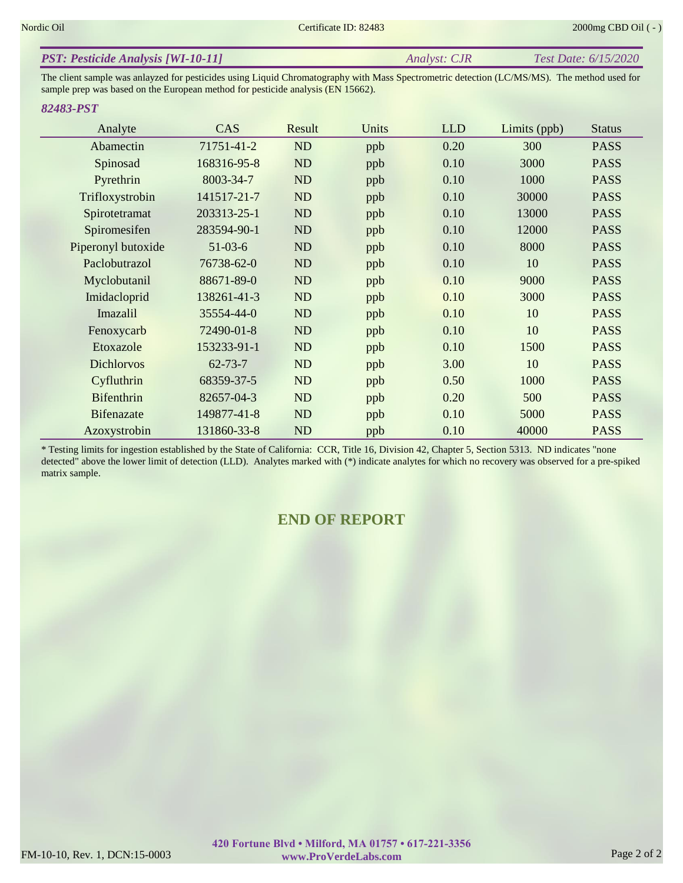## PST: Pesticide Analysis [WI-10-11]

*Analyst: CJR* *Test Date: 6/15/2020*

The client sample was anlayzed for pesticides using Liquid Chromatography with Mass Spectrometric detection (LC/MS/MS). The method used for sample prep was based on the European method for pesticide analysis (EN 15662).

### 82483-PST

| Analyte | CAS | Result | Units | LLD | Limits (ppb) | Status |
|---|---|---|---|---|---|---|
| Abamectin | 71751-41-2 | ND | ppb | 0.20 | 300 | PASS |
| Spinosad | 168316-95-8 | ND | ppb | 0.10 | 3000 | PASS |
| Pyrethrin | 8003-34-7 | ND | ppb | 0.10 | 1000 | PASS |
| Trifloxystrobin | 141517-21-7 | ND | ppb | 0.10 | 30000 | PASS |
| Spirotetramat | 203313-25-1 | ND | ppb | 0.10 | 13000 | PASS |
| Spiromesifen | 283594-90-1 | ND | ppb | 0.10 | 12000 | PASS |
| Piperonyl butoxide | 51-03-6 | ND | ppb | 0.10 | 8000 | PASS |
| Paclobutrazol | 76738-62-0 | ND | ppb | 0.10 | 10 | PASS |
| Myclobutanil | 88671-89-0 | ND | ppb | 0.10 | 9000 | PASS |
| Imidacloprid | 138261-41-3 | ND | ppb | 0.10 | 3000 | PASS |
| Imazalil | 35554-44-0 | ND | ppb | 0.10 | 10 | PASS |
| Fenoxycarb | 72490-01-8 | ND | ppb | 0.10 | 10 | PASS |
| Etoxazole | 153233-91-1 | ND | ppb | 0.10 | 1500 | PASS |
| Dichlorvos | 62-73-7 | ND | ppb | 3.00 | 10 | PASS |
| Cyfluthrin | 68359-37-5 | ND | ppb | 0.50 | 1000 | PASS |
| Bifenthrin | 82657-04-3 | ND | ppb | 0.20 | 500 | PASS |
| Bifenazate | 149877-41-8 | ND | ppb | 0.10 | 5000 | PASS |
| Azoxystrobin | 131860-33-8 | ND | ppb | 0.10 | 40000 | PASS |

* Testing limits for ingestion established by the State of California: CCR, Title 16, Division 42, Chapter 5, Section 5313. ND indicates "none detected" above the lower limit of detection (LLD). Analytes marked with (*) indicate analytes for which no recovery was observed for a pre-spiked matrix sample.

## END OF REPORT

FM-10-10, Rev. 1, DCN:15-0003

**420 Fortune Blvd • Milford, MA 01757 • 617-221-3356**
**www.ProVerdeLabs.com**